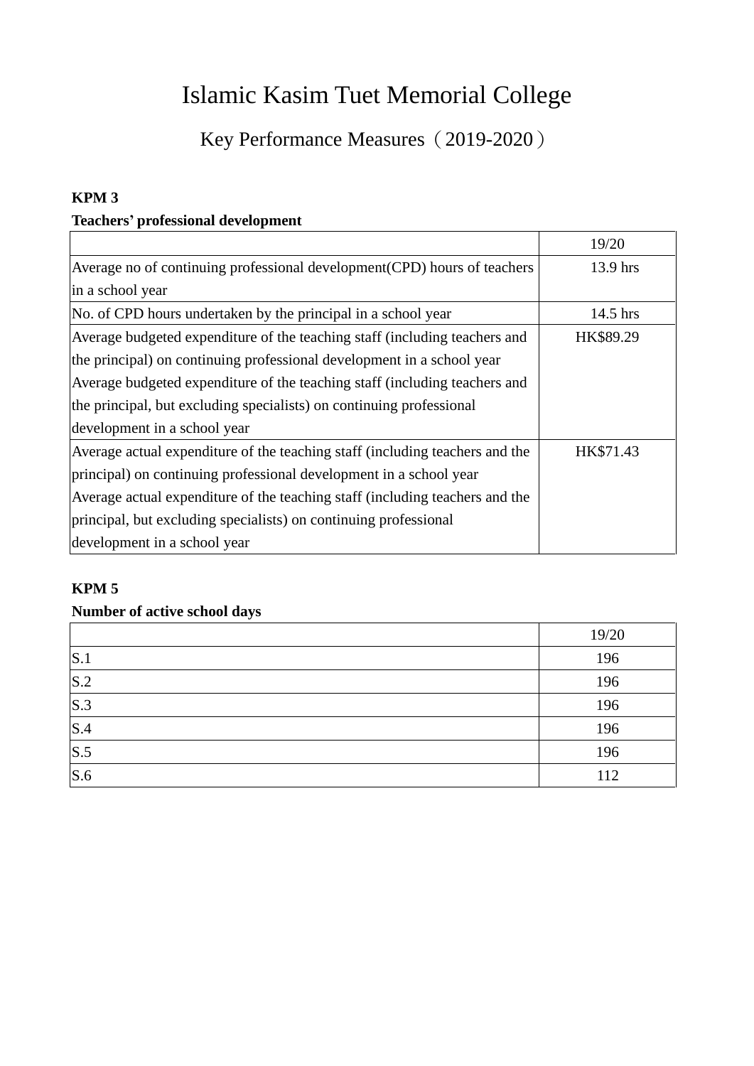# Islamic Kasim Tuet Memorial College

## Key Performance Measures（2019-2020）

**KPM 3**

**Teachers' professional development**

| | 19/20 |
|---|---|
| Average no of continuing professional development(CPD) hours of teachers in a school year | 13.9 hrs |
| No. of CPD hours undertaken by the principal in a school year | 14.5 hrs |
| Average budgeted expenditure of the teaching staff (including teachers and the principal) on continuing professional development in a school year Average budgeted expenditure of the teaching staff (including teachers and the principal, but excluding specialists) on continuing professional development in a school year | HK$89.29 |
| Average actual expenditure of the teaching staff (including teachers and the principal) on continuing professional development in a school year Average actual expenditure of the teaching staff (including teachers and the principal, but excluding specialists) on continuing professional development in a school year | HK$71.43 |

**KPM 5**

**Number of active school days**

| | 19/20 |
|---|---|
| S.1 | 196 |
| S.2 | 196 |
| S.3 | 196 |
| S.4 | 196 |
| S.5 | 196 |
| S.6 | 112 |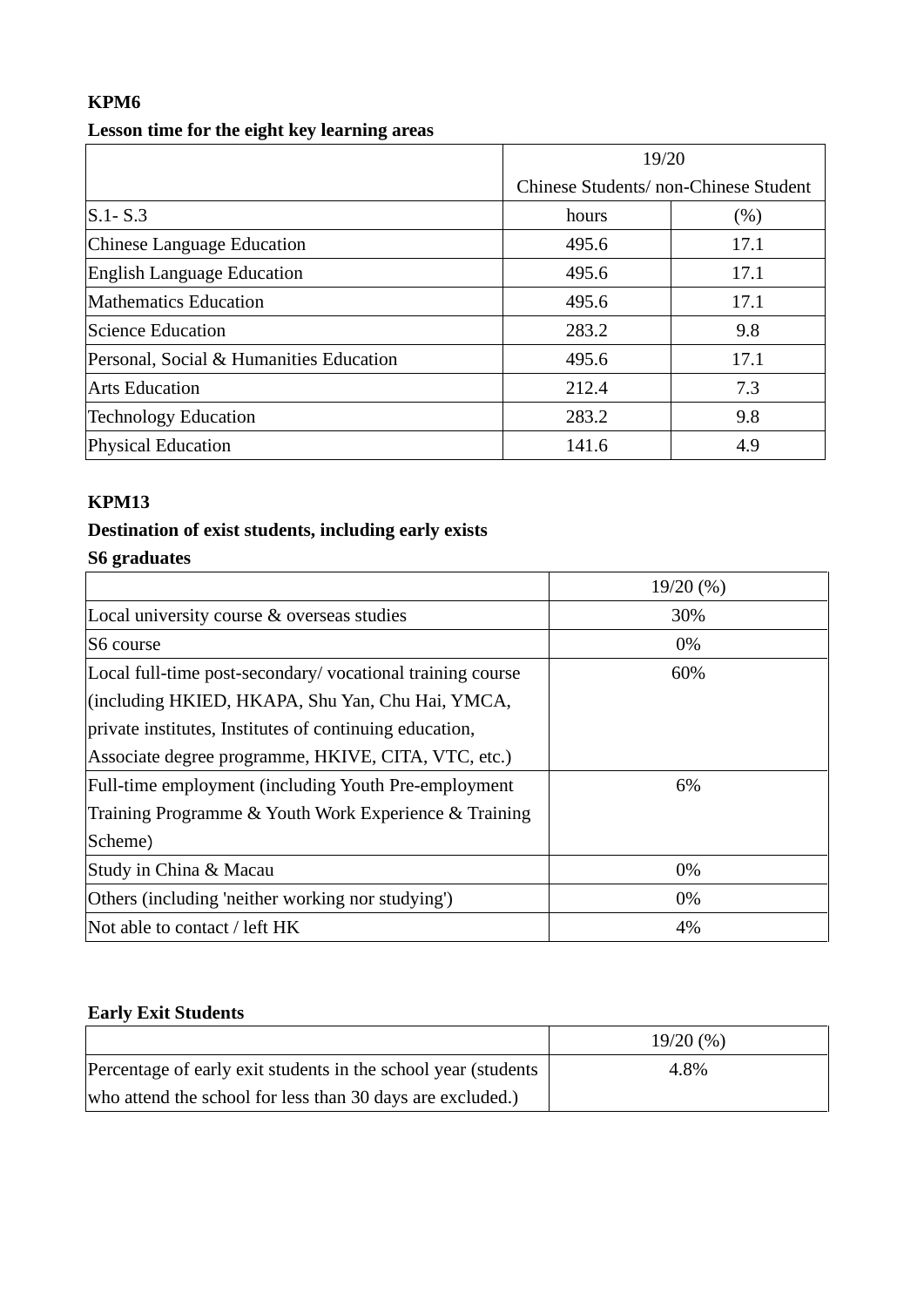**KPM6**

**Lesson time for the eight key learning areas**

| | 19/20 | |
|---|---|---|
| | Chinese Students/ non-Chinese Student | |
| S.1- S.3 | hours | (%) |
| Chinese Language Education | 495.6 | 17.1 |
| English Language Education | 495.6 | 17.1 |
| Mathematics Education | 495.6 | 17.1 |
| Science Education | 283.2 | 9.8 |
| Personal, Social & Humanities Education | 495.6 | 17.1 |
| Arts Education | 212.4 | 7.3 |
| Technology Education | 283.2 | 9.8 |
| Physical Education | 141.6 | 4.9 |

**KPM13**

**Destination of exist students, including early exists**

**S6 graduates**

| | 19/20 (%) |
|---|---|
| Local university course & overseas studies | 30% |
| S6 course | 0% |
| Local full-time post-secondary/ vocational training course (including HKIED, HKAPA, Shu Yan, Chu Hai, YMCA, private institutes, Institutes of continuing education, Associate degree programme, HKIVE, CITA, VTC, etc.) | 60% |
| Full-time employment (including Youth Pre-employment Training Programme & Youth Work Experience & Training Scheme) | 6% |
| Study in China & Macau | 0% |
| Others (including 'neither working nor studying') | 0% |
| Not able to contact / left HK | 4% |

**Early Exit Students**

| | 19/20 (%) |
|---|---|
| Percentage of early exit students in the school year (students who attend the school for less than 30 days are excluded.) | 4.8% |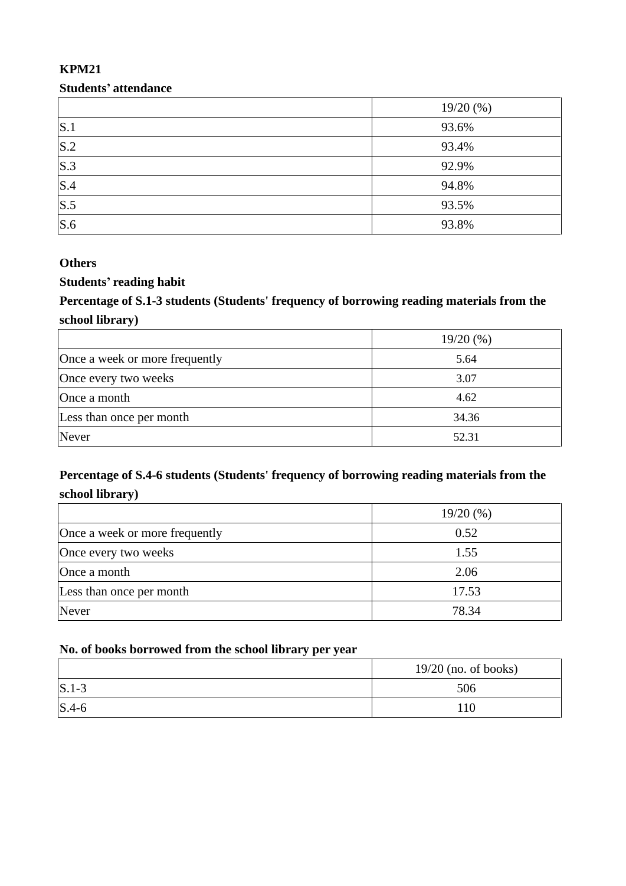**KPM21**

**Students' attendance**

| | 19/20 (%) |
|---|---|
| S.1 | 93.6% |
| S.2 | 93.4% |
| S.3 | 92.9% |
| S.4 | 94.8% |
| S.5 | 93.5% |
| S.6 | 93.8% |

**Others**

**Students' reading habit**

**Percentage of S.1-3 students (Students' frequency of borrowing reading materials from the school library)**

| | 19/20 (%) |
|---|---|
| Once a week or more frequently | 5.64 |
| Once every two weeks | 3.07 |
| Once a month | 4.62 |
| Less than once per month | 34.36 |
| Never | 52.31 |

**Percentage of S.4-6 students (Students' frequency of borrowing reading materials from the school library)**

| | 19/20 (%) |
|---|---|
| Once a week or more frequently | 0.52 |
| Once every two weeks | 1.55 |
| Once a month | 2.06 |
| Less than once per month | 17.53 |
| Never | 78.34 |

**No. of books borrowed from the school library per year**

| | 19/20 (no. of books) |
|---|---|
| S.1-3 | 506 |
| S.4-6 | 110 |